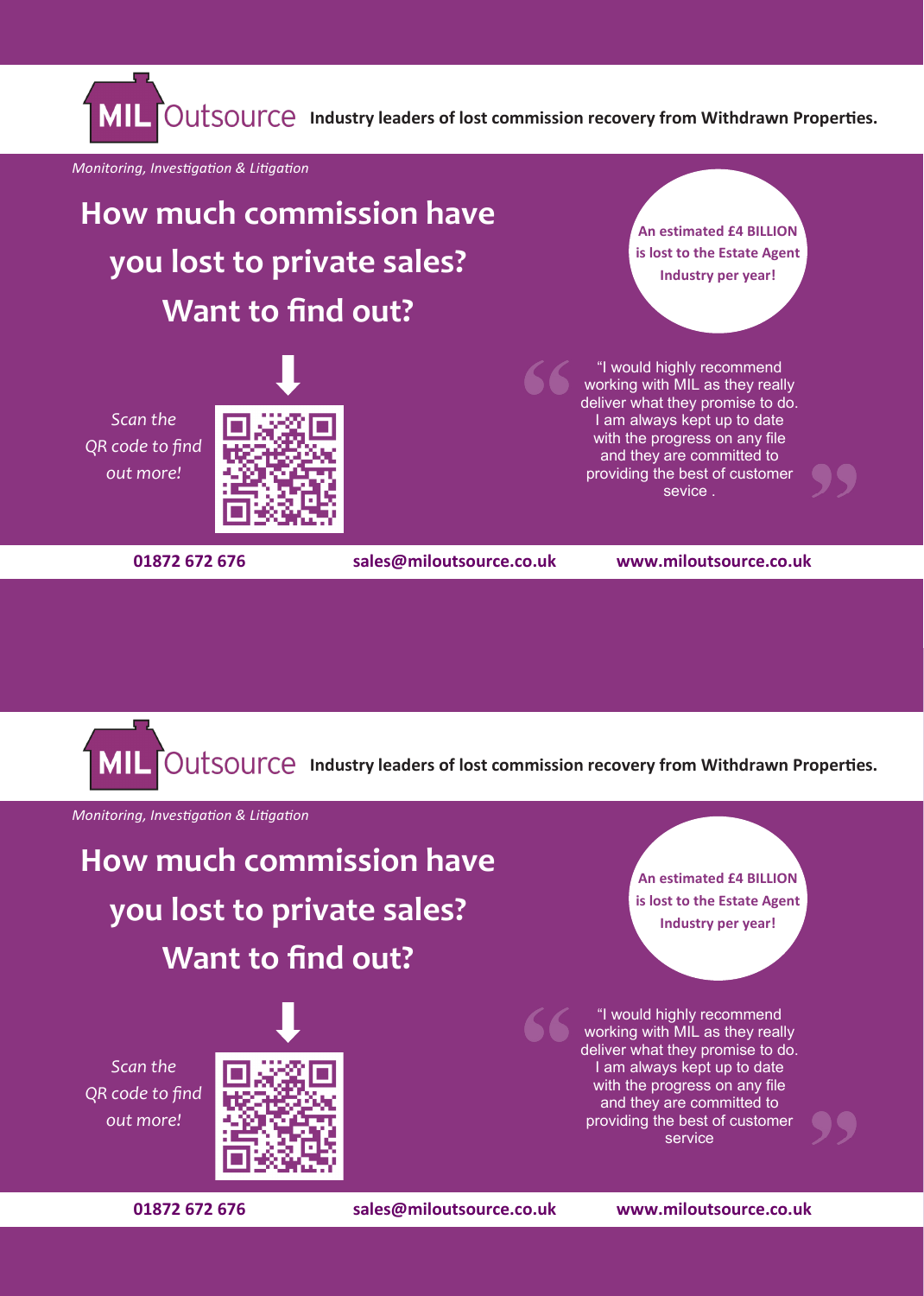**MIL Outsource** **Industry leaders of lost commission recovery from Withdrawn Properties.**

*Monitoring, Investigation & Litigation*

# How much commission have you lost to private sales? Want to find out?

**An estimated £4 BILLION is lost to the Estate Agent Industry per year!**

*Scan the QR code to find out more!*

“I would highly recommend working with MIL as they really deliver what they promise to do. I am always kept up to date with the progress on any file and they are committed to providing the best of customer sevice .

**01872 672 676** **sales@miloutsource.co.uk** **www.miloutsource.co.uk**

---

**MIL Outsource** **Industry leaders of lost commission recovery from Withdrawn Properties.**

*Monitoring, Investigation & Litigation*

# How much commission have you lost to private sales? Want to find out?

**An estimated £4 BILLION is lost to the Estate Agent Industry per year!**

*Scan the QR code to find out more!*

“I would highly recommend working with MIL as they really deliver what they promise to do. I am always kept up to date with the progress on any file and they are committed to providing the best of customer service

**01872 672 676** **sales@miloutsource.co.uk** **www.miloutsource.co.uk**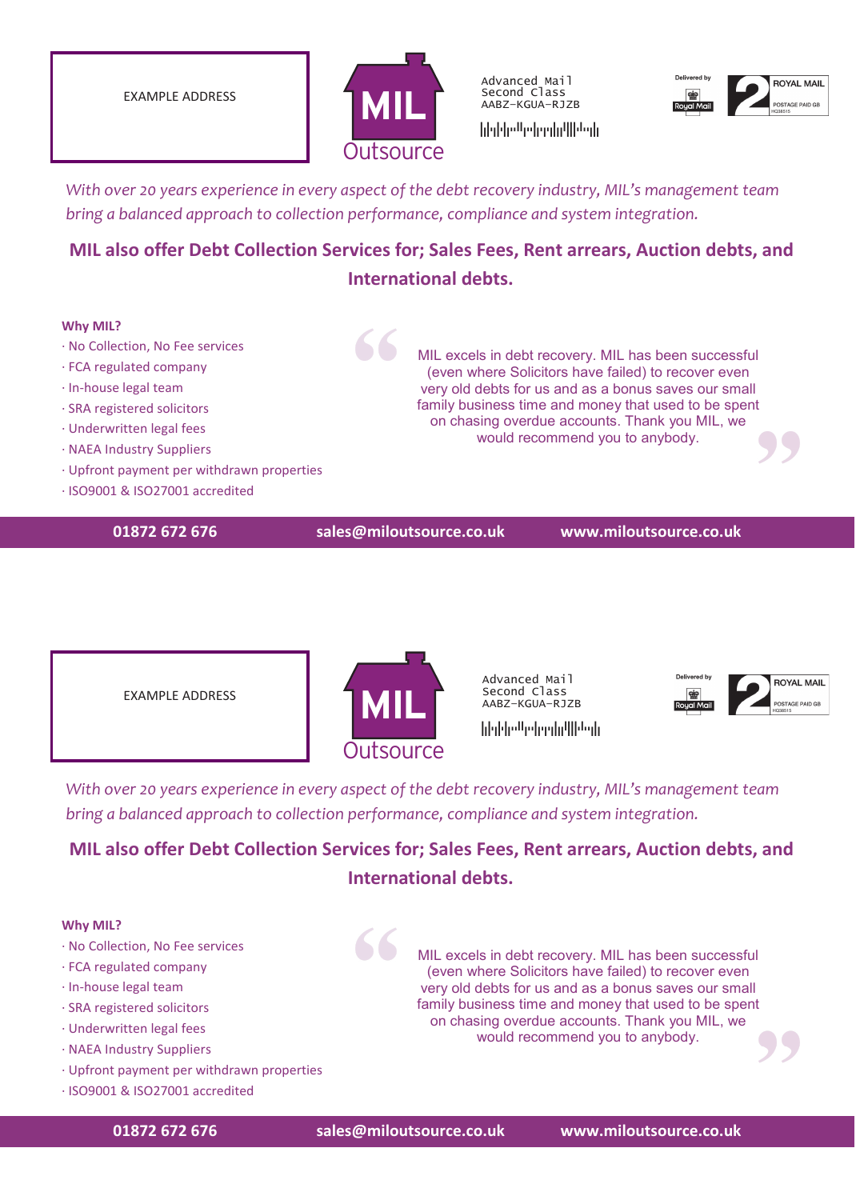EXAMPLE ADDRESS

MIL Outsource

Advanced Mail
Second Class
AABZ-KGUA-RJZB

Delivered by Royal Mail

ROYAL MAIL
POSTAGE PAID GB
HQ38515

*With over 20 years experience in every aspect of the debt recovery industry, MIL's management team bring a balanced approach to collection performance, compliance and system integration.*

## MIL also offer Debt Collection Services for; Sales Fees, Rent arrears, Auction debts, and International debts.

**Why MIL?**

- No Collection, No Fee services
- FCA regulated company
- In-house legal team
- SRA registered solicitors
- Underwritten legal fees
- NAEA Industry Suppliers
- Upfront payment per withdrawn properties
- ISO9001 & ISO27001 accredited

"MIL excels in debt recovery. MIL has been successful (even where Solicitors have failed) to recover even very old debts for us and as a bonus saves our small family business time and money that used to be spent on chasing overdue accounts. Thank you MIL, we would recommend you to anybody."

**01872 672 676** **sales@miloutsource.co.uk** **www.miloutsource.co.uk**

EXAMPLE ADDRESS

MIL Outsource

Advanced Mail
Second Class
AABZ-KGUA-RJZB

Delivered by Royal Mail

ROYAL MAIL
POSTAGE PAID GB
HQ38515

*With over 20 years experience in every aspect of the debt recovery industry, MIL's management team bring a balanced approach to collection performance, compliance and system integration.*

## MIL also offer Debt Collection Services for; Sales Fees, Rent arrears, Auction debts, and International debts.

**Why MIL?**

- No Collection, No Fee services
- FCA regulated company
- In-house legal team
- SRA registered solicitors
- Underwritten legal fees
- NAEA Industry Suppliers
- Upfront payment per withdrawn properties
- ISO9001 & ISO27001 accredited

"MIL excels in debt recovery. MIL has been successful (even where Solicitors have failed) to recover even very old debts for us and as a bonus saves our small family business time and money that used to be spent on chasing overdue accounts. Thank you MIL, we would recommend you to anybody."

**01872 672 676** **sales@miloutsource.co.uk** **www.miloutsource.co.uk**